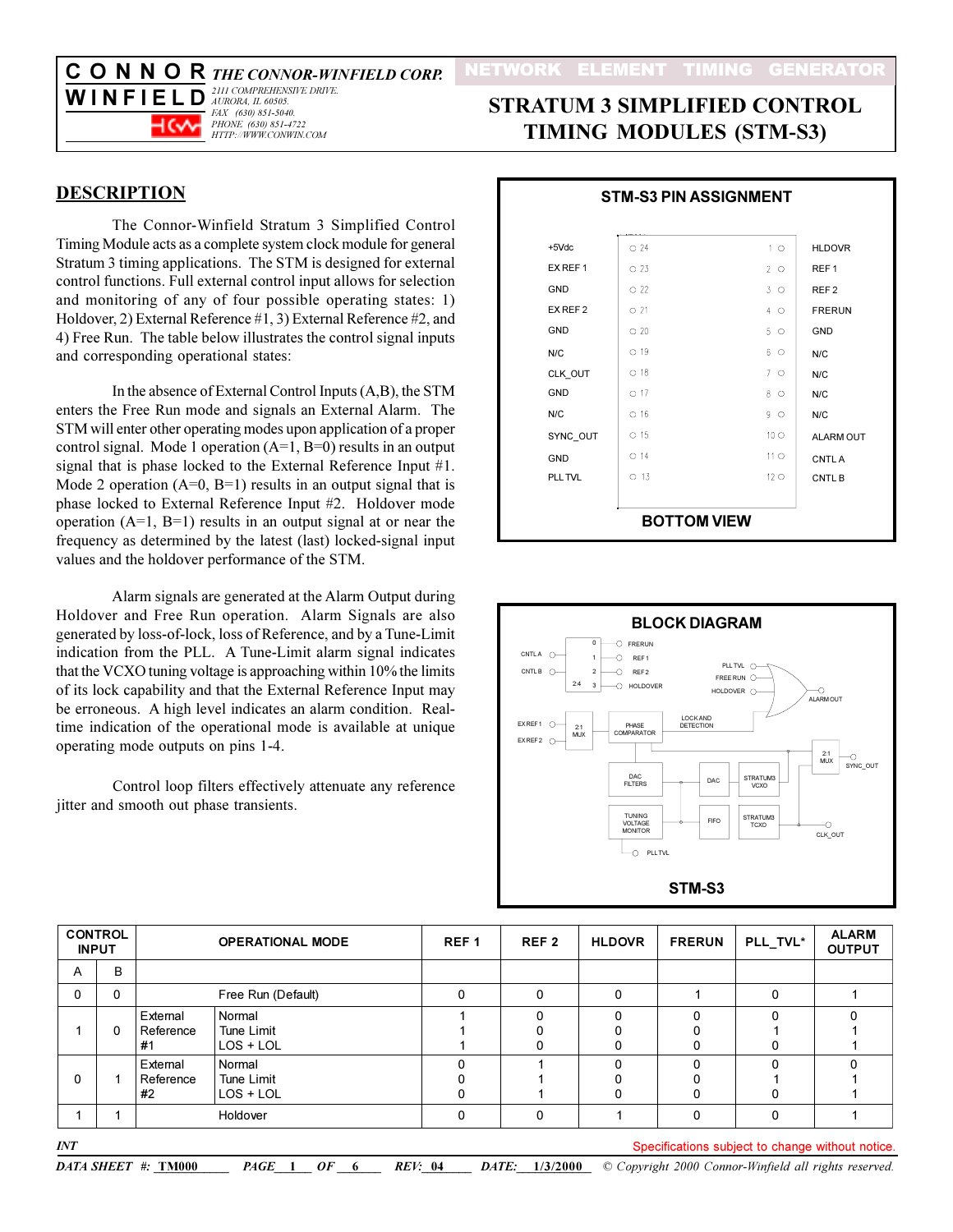**CONNOR WINFIELD** *THE CONNOR-WINFIELD CORP.*
*2111 COMPREHENSIVE DRIVE.*
*AURORA, IL 60505.*
*FAX (630) 851-5040.*
*PHONE (630) 851-4722*
*HTTP://WWW.CONWIN.COM*

NETWORK ELEMENT TIMING GENERATOR

# STRATUM 3 SIMPLIFIED CONTROL TIMING MODULES (STM-S3)

## DESCRIPTION

The Connor-Winfield Stratum 3 Simplified Control Timing Module acts as a complete system clock module for general Stratum 3 timing applications. The STM is designed for external control functions. Full external control input allows for selection and monitoring of any of four possible operating states: 1) Holdover, 2) External Reference #1, 3) External Reference #2, and 4) Free Run. The table below illustrates the control signal inputs and corresponding operational states:

In the absence of External Control Inputs (A,B), the STM enters the Free Run mode and signals an External Alarm. The STM will enter other operating modes upon application of a proper control signal. Mode 1 operation (A=1, B=0) results in an output signal that is phase locked to the External Reference Input #1. Mode 2 operation (A=0, B=1) results in an output signal that is phase locked to External Reference Input #2. Holdover mode operation (A=1, B=1) results in an output signal at or near the frequency as determined by the latest (last) locked-signal input values and the holdover performance of the STM.

Alarm signals are generated at the Alarm Output during Holdover and Free Run operation. Alarm Signals are also generated by loss-of-lock, loss of Reference, and by a Tune-Limit indication from the PLL. A Tune-Limit alarm signal indicates that the VCXO tuning voltage is approaching within 10% the limits of its lock capability and that the External Reference Input may be erroneous. A high level indicates an alarm condition. Real-time indication of the operational mode is available at unique operating mode outputs on pins 1-4.

Control loop filters effectively attenuate any reference jitter and smooth out phase transients.

### STM-S3 PIN ASSIGNMENT

| Signal | Pin | Pin | Signal |
|---|---|---|---|
| +5Vdc | 24 | 1 | HLDOVR |
| EX REF 1 | 23 | 2 | REF 1 |
| GND | 22 | 3 | REF 2 |
| EX REF 2 | 21 | 4 | FRERUN |
| GND | 20 | 5 | GND |
| N/C | 19 | 6 | N/C |
| CLK_OUT | 18 | 7 | N/C |
| GND | 17 | 8 | N/C |
| N/C | 16 | 9 | N/C |
| SYNC_OUT | 15 | 10 | ALARM OUT |
| GND | 14 | 11 | CNTL A |
| PLL TVL | 13 | 12 | CNTL B |

BOTTOM VIEW

### BLOCK DIAGRAM

STM-S3

| CONTROL INPUT A | CONTROL INPUT B | OPERATIONAL MODE | | REF 1 | REF 2 | HLDOVR | FRERUN | PLL_TVL* | ALARM OUTPUT |
|---|---|---|---|---|---|---|---|---|---|
| 0 | 0 | Free Run (Default) | | 0 | 0 | 0 | 1 | 0 | 1 |
| 1 | 0 | External Reference #1 | Normal | 1 | 0 | 0 | 0 | 0 | 0 |
| | | | Tune Limit | 1 | 0 | 0 | 0 | 1 | 1 |
| | | | LOS + LOL | 1 | 0 | 0 | 0 | 0 | 1 |
| 0 | 1 | External Reference #2 | Normal | 0 | 1 | 0 | 0 | 0 | 0 |
| | | | Tune Limit | 0 | 1 | 0 | 0 | 1 | 1 |
| | | | LOS + LOL | 0 | 1 | 0 | 0 | 0 | 1 |
| 1 | 1 | Holdover | | 0 | 0 | 1 | 0 | 0 | 1 |

INT

Specifications subject to change without notice.

*DATA SHEET #: TM000 REV: 04 DATE: 1/3/2000 © Copyright 2000 Connor-Winfield all rights reserved.*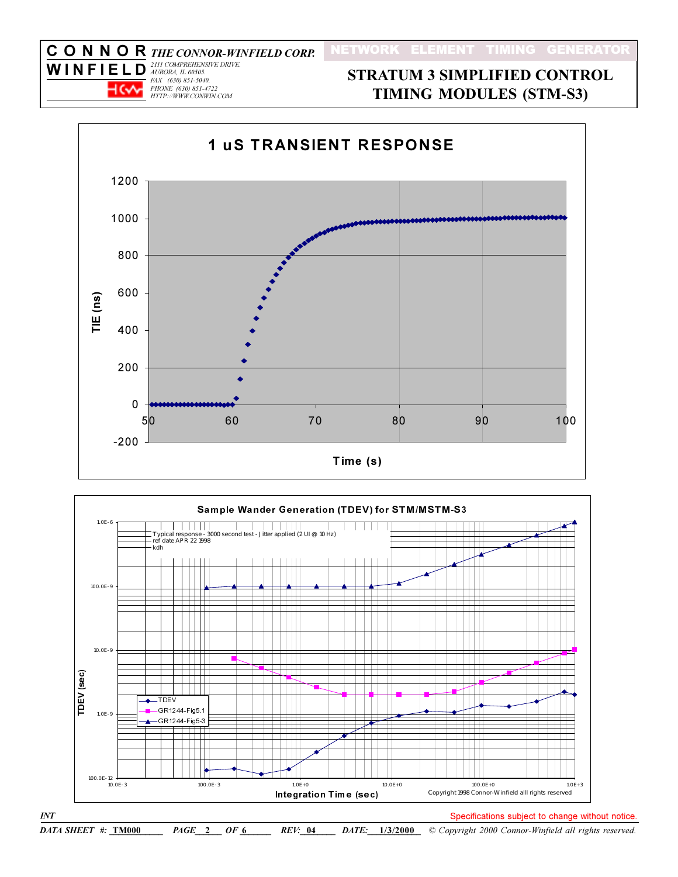# 1 uS TRANSIENT RESPONSE

TIE (ns) vs. Time (s)

# Sample Wander Generation (TDEV) for STM/MSTM-S3

Typical response - 3000 second test - Jitter applied (2 UI @ 10 Hz)
ref date APR 22 1998
kdh

Legend: TDEV, GR1244-Fig5.1, GR1244-Fig5-3

TDEV (sec) vs. Integration Time (sec)

Copyright 1998 Connor-Winfield alll rights reserved

Specifications subject to change without notice.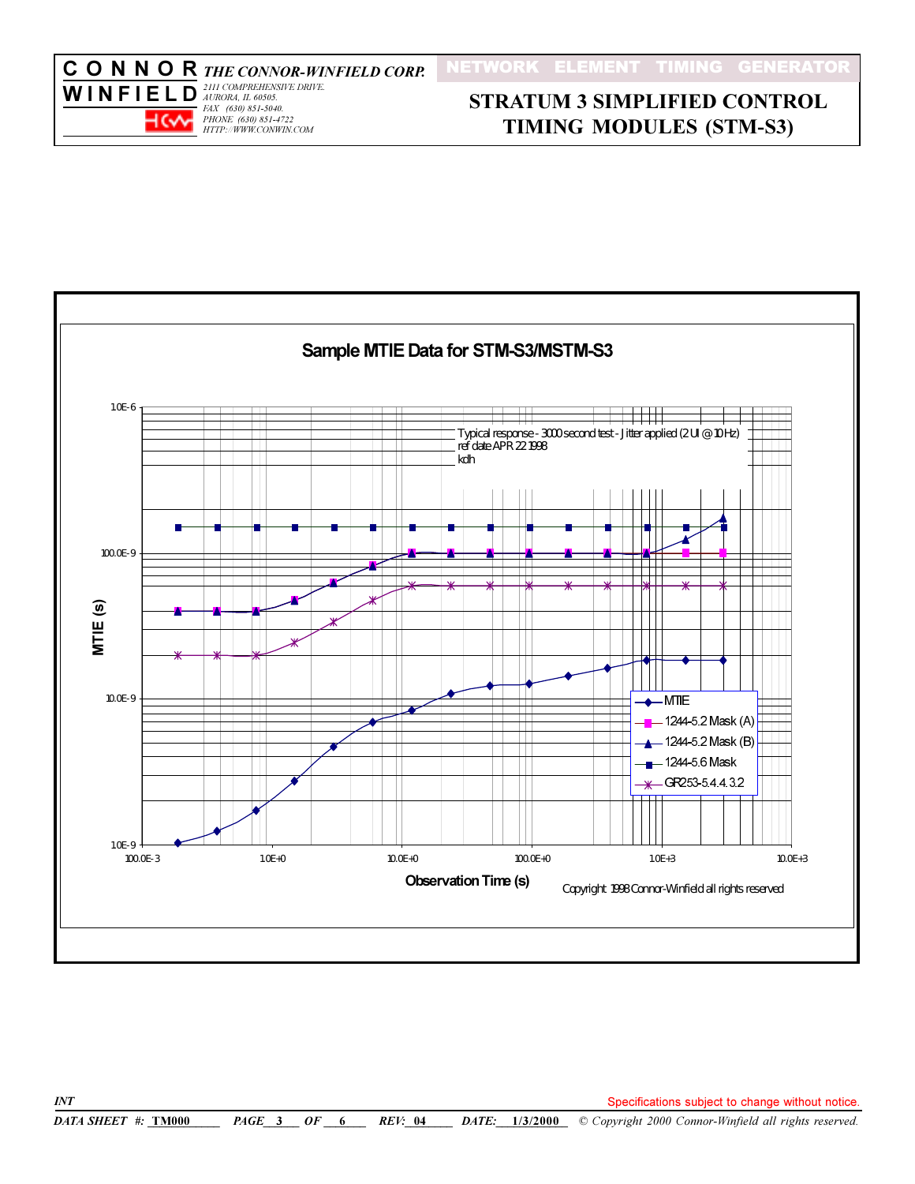# Sample MTIE Data for STM-S3/MSTM-S3

Typical response - 3000 second test - Jitter applied (2 UI @ 10 Hz)
ref date APR 22 1998
kdh

MTIE (s)

10E-6
100.0E-9
10.0E-9
10E-9

100.0E-3 | 1.0E+0 | 10.0E+0 | 100.0E+0 | 1.0E+3 | 10.0E+3

Observation Time (s)

- MTIE
- 1244-5.2 Mask (A)
- 1244-5.2 Mask (B)
- 1244-5.6 Mask
- GR253-5.4.4.3.2

Copyright 1998 Connor-Winfield all rights reserved

INT

Specifications subject to change without notice.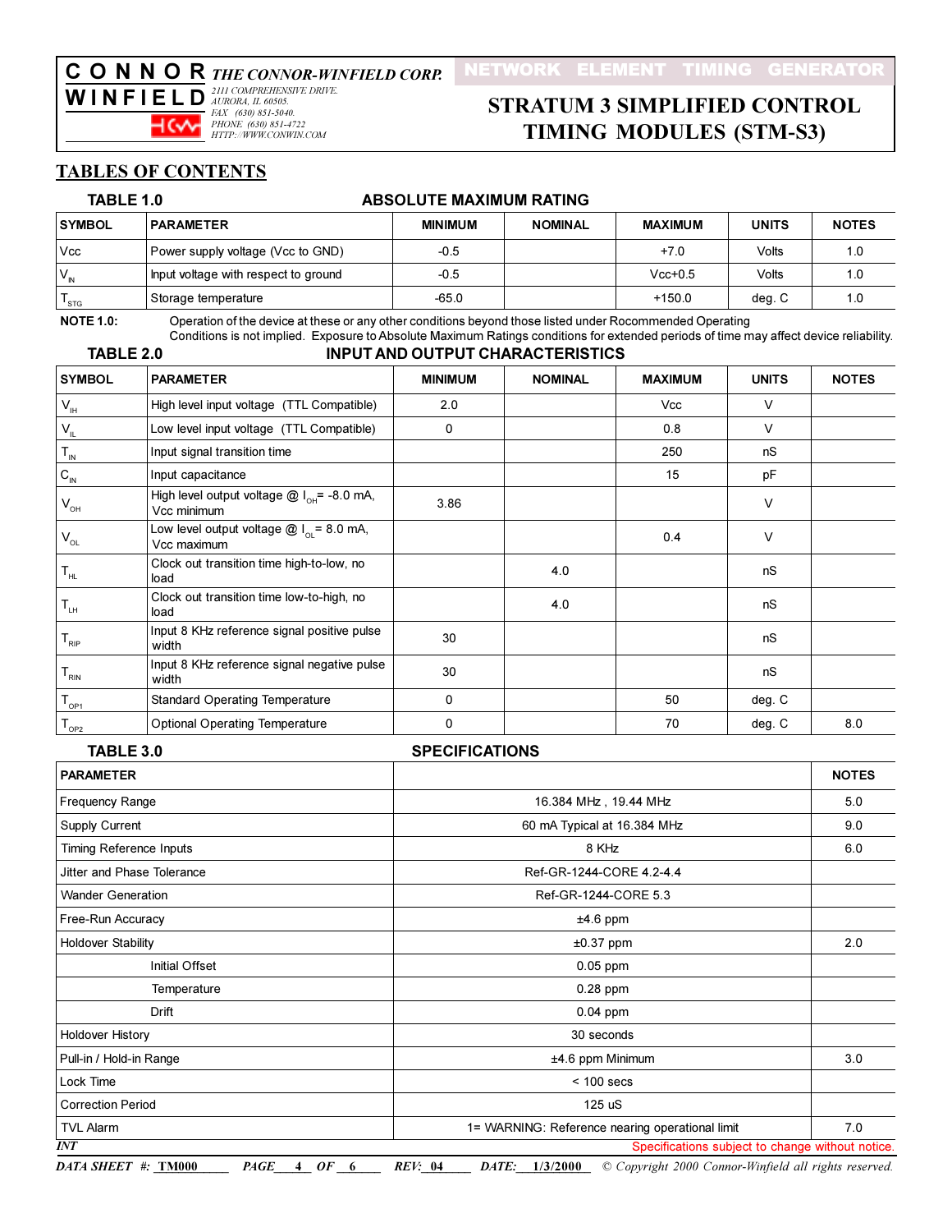## TABLES OF CONTENTS

### TABLE 1.0 ABSOLUTE MAXIMUM RATING

| SYMBOL | PARAMETER | MINIMUM | NOMINAL | MAXIMUM | UNITS | NOTES |
|---|---|---|---|---|---|---|
| Vcc | Power supply voltage (Vcc to GND) | -0.5 | | +7.0 | Volts | 1.0 |
| $V_{IN}$ | Input voltage with respect to ground | -0.5 | | Vcc+0.5 | Volts | 1.0 |
| $T_{STG}$ | Storage temperature | -65.0 | | +150.0 | deg. C | 1.0 |

**NOTE 1.0:** Operation of the device at these or any other conditions beyond those listed under Rocommended Operating Conditions is not implied. Exposure to Absolute Maximum Ratings conditions for extended periods of time may affect device reliability.

### TABLE 2.0 INPUT AND OUTPUT CHARACTERISTICS

| SYMBOL | PARAMETER | MINIMUM | NOMINAL | MAXIMUM | UNITS | NOTES |
|---|---|---|---|---|---|---|
| $V_{IH}$ | High level input voltage (TTL Compatible) | 2.0 | | Vcc | V | |
| $V_{IL}$ | Low level input voltage (TTL Compatible) | 0 | | 0.8 | V | |
| $T_{IN}$ | Input signal transition time | | | 250 | nS | |
| $C_{IN}$ | Input capacitance | | | 15 | pF | |
| $V_{OH}$ | High level output voltage @ $I_{OH}$= -8.0 mA, Vcc minimum | 3.86 | | | V | |
| $V_{OL}$ | Low level output voltage @ $I_{OL}$= 8.0 mA, Vcc maximum | | | 0.4 | V | |
| $T_{HL}$ | Clock out transition time high-to-low, no load | | 4.0 | | nS | |
| $T_{LH}$ | Clock out transition time low-to-high, no load | | 4.0 | | nS | |
| $T_{RIP}$ | Input 8 KHz reference signal positive pulse width | 30 | | | nS | |
| $T_{RIN}$ | Input 8 KHz reference signal negative pulse width | 30 | | | nS | |
| $T_{OP1}$ | Standard Operating Temperature | 0 | | 50 | deg. C | |
| $T_{OP2}$ | Optional Operating Temperature | 0 | | 70 | deg. C | 8.0 |

### TABLE 3.0 SPECIFICATIONS

| PARAMETER | | NOTES |
|---|---|---|
| Frequency Range | 16.384 MHz , 19.44 MHz | 5.0 |
| Supply Current | 60 mA Typical at 16.384 MHz | 9.0 |
| Timing Reference Inputs | 8 KHz | 6.0 |
| Jitter and Phase Tolerance | Ref-GR-1244-CORE 4.2-4.4 | |
| Wander Generation | Ref-GR-1244-CORE 5.3 | |
| Free-Run Accuracy | ±4.6 ppm | |
| Holdover Stability | ±0.37 ppm | 2.0 |
| Initial Offset | 0.05 ppm | |
| Temperature | 0.28 ppm | |
| Drift | 0.04 ppm | |
| Holdover History | 30 seconds | |
| Pull-in / Hold-in Range | ±4.6 ppm Minimum | 3.0 |
| Lock Time | < 100 secs | |
| Correction Period | 125 uS | |
| TVL Alarm | 1= WARNING: Reference nearing operational limit | 7.0 |

*INT*

Specifications subject to change without notice.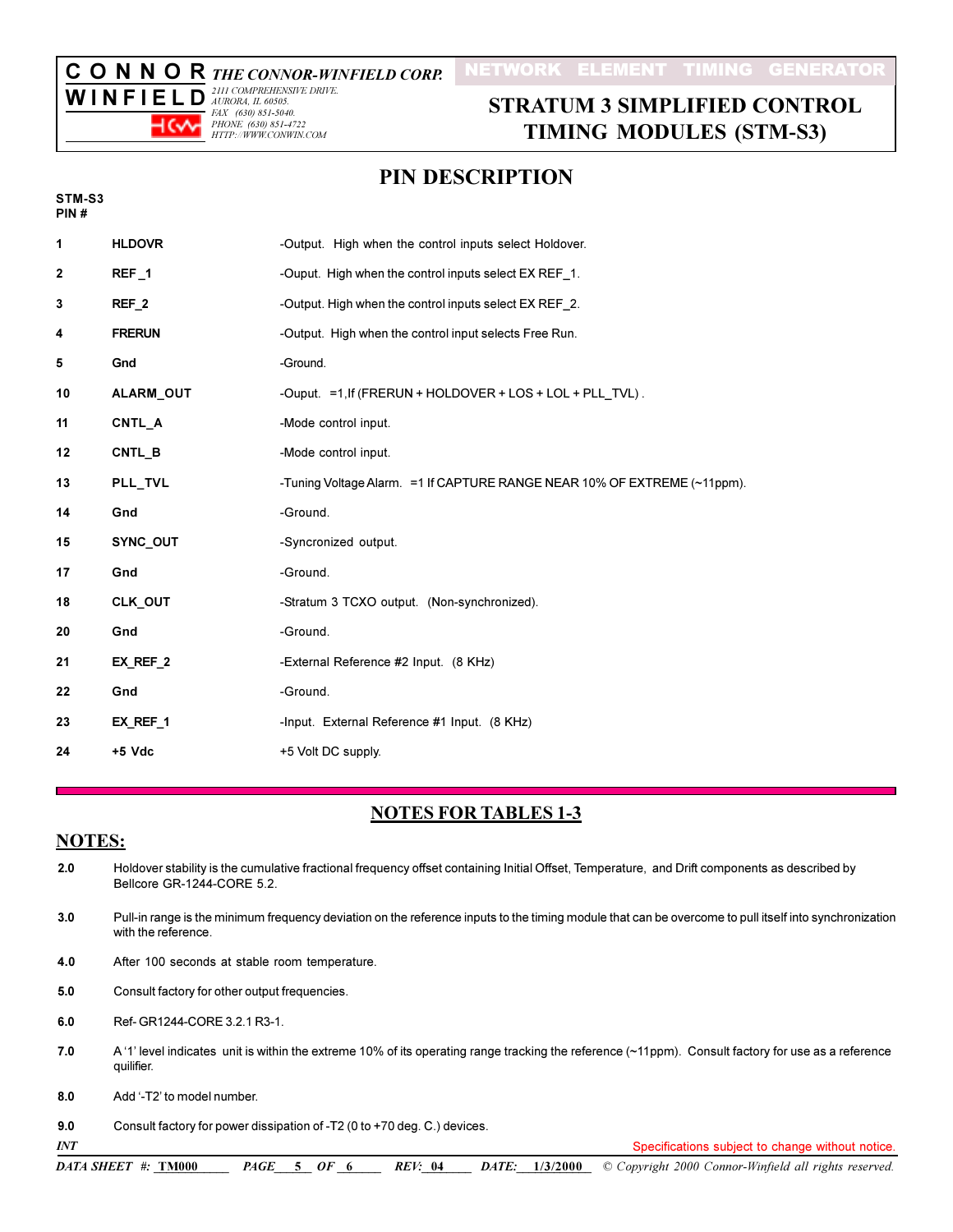# PIN DESCRIPTION

| STM-S3 PIN # | | |
|---|---|---|
| 1 | **HLDOVR** | -Output. High when the control inputs select Holdover. |
| 2 | **REF_1** | -Ouput. High when the control inputs select EX REF_1. |
| 3 | **REF_2** | -Output. High when the control inputs select EX REF_2. |
| 4 | **FRERUN** | -Output. High when the control input selects Free Run. |
| 5 | **Gnd** | -Ground. |
| 10 | **ALARM_OUT** | -Ouput. =1,If (FRERUN + HOLDOVER + LOS + LOL + PLL_TVL) . |
| 11 | **CNTL_A** | -Mode control input. |
| 12 | **CNTL_B** | -Mode control input. |
| 13 | **PLL_TVL** | -Tuning Voltage Alarm. =1 If CAPTURE RANGE NEAR 10% OF EXTREME (~11ppm). |
| 14 | **Gnd** | -Ground. |
| 15 | **SYNC_OUT** | -Syncronized output. |
| 17 | **Gnd** | -Ground. |
| 18 | **CLK_OUT** | -Stratum 3 TCXO output. (Non-synchronized). |
| 20 | **Gnd** | -Ground. |
| 21 | **EX_REF_2** | -External Reference #2 Input. (8 KHz) |
| 22 | **Gnd** | -Ground. |
| 23 | **EX_REF_1** | -Input. External Reference #1 Input. (8 KHz) |
| 24 | **+5 Vdc** | +5 Volt DC supply. |

## NOTES FOR TABLES 1-3

## NOTES:

**2.0** Holdover stability is the cumulative fractional frequency offset containing Initial Offset, Temperature, and Drift components as described by Bellcore GR-1244-CORE 5.2.

**3.0** Pull-in range is the minimum frequency deviation on the reference inputs to the timing module that can be overcome to pull itself into synchronization with the reference.

**4.0** After 100 seconds at stable room temperature.

**5.0** Consult factory for other output frequencies.

**6.0** Ref- GR1244-CORE 3.2.1 R3-1.

**7.0** A '1' level indicates unit is within the extreme 10% of its operating range tracking the reference (~11ppm). Consult factory for use as a reference quilifier.

**8.0** Add '-T2' to model number.

**9.0** Consult factory for power dissipation of -T2 (0 to +70 deg. C.) devices.

*INT*

Specifications subject to change without notice.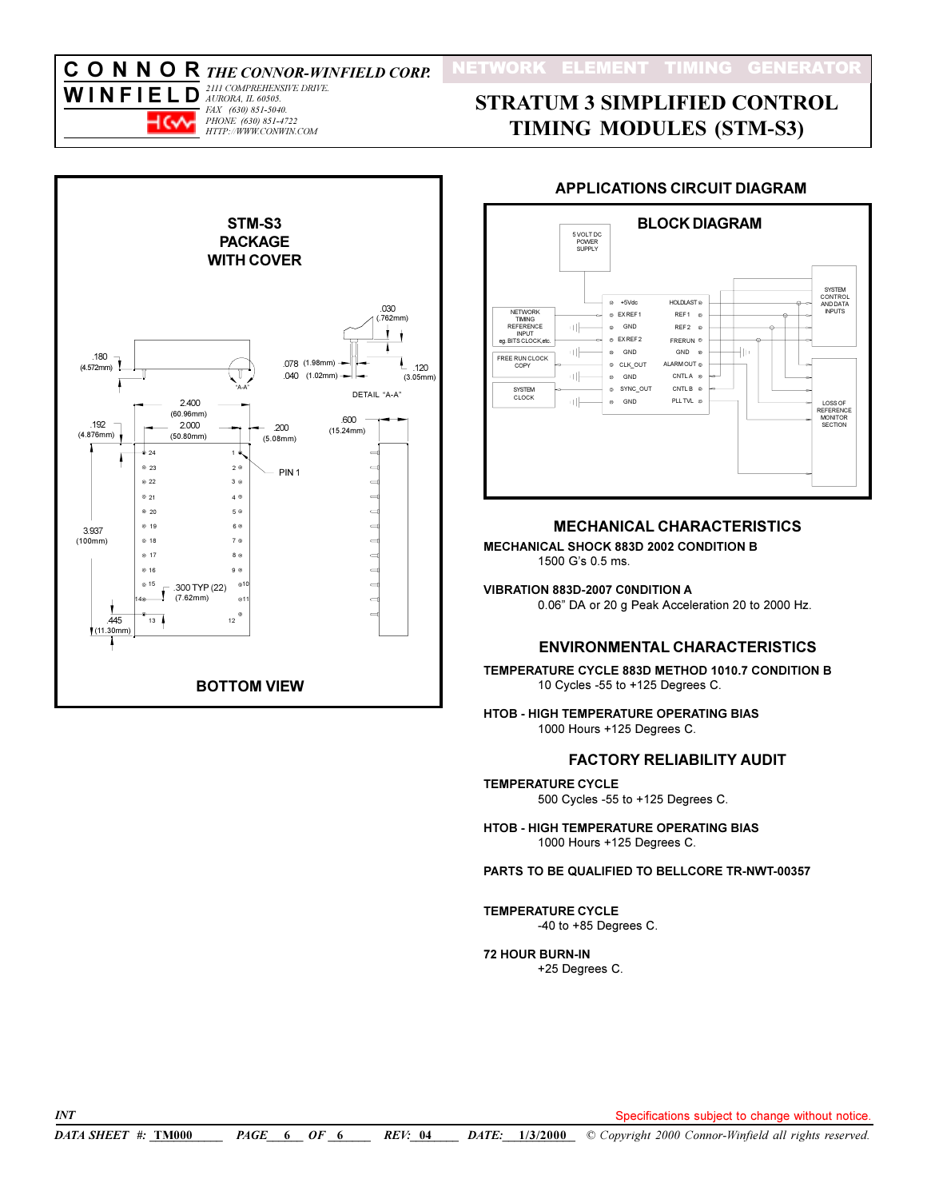# STRATUM 3 SIMPLIFIED CONTROL TIMING MODULES (STM-S3)

NETWORK ELEMENT TIMING GENERATOR

STM-S3
PACKAGE
WITH COVER

.030
(.762mm)

.180
(4.572mm)

.078 (1.98mm)
.040 (1.02mm)

.120
(3.05mm)

"A-A"

DETAIL "A-A"

2.400
(60.96mm)

2.000
(50.80mm)

.192
(4.876mm)

.200
(5.08mm)

.600
(15.24mm)

PIN 1

3.937
(100mm)

.300 TYP (22)
(7.62mm)

.445
(11.30mm)

BOTTOM VIEW

## APPLICATIONS CIRCUIT DIAGRAM

BLOCK DIAGRAM

5 VOLT DC POWER SUPPLY

NETWORK TIMING REFERENCE INPUT eg. BITS CLOCK,etc.

FREE RUN CLOCK COPY

SYSTEM CLOCK

+5Vdc
EX REF 1
GND
EX REF 2
GND
CLK_OUT
GND
SYNC_OUT
GND

HOLDLAST
REF 1
REF 2
FRERUN
GND
ALARM OUT
CNTL A
CNTL B
PLL TVL

SYSTEM CONTROL AND DATA INPUTS

LOSS OF REFERENCE MONITOR SECTION

## MECHANICAL CHARACTERISTICS

**MECHANICAL SHOCK 883D 2002 CONDITION B**
1500 G's 0.5 ms.

**VIBRATION 883D-2007 C0NDITION A**
0.06" DA or 20 g Peak Acceleration 20 to 2000 Hz.

## ENVIRONMENTAL CHARACTERISTICS

**TEMPERATURE CYCLE 883D METHOD 1010.7 CONDITION B**
10 Cycles -55 to +125 Degrees C.

**HTOB - HIGH TEMPERATURE OPERATING BIAS**
1000 Hours +125 Degrees C.

## FACTORY RELIABILITY AUDIT

**TEMPERATURE CYCLE**
500 Cycles -55 to +125 Degrees C.

**HTOB - HIGH TEMPERATURE OPERATING BIAS**
1000 Hours +125 Degrees C.

**PARTS TO BE QUALIFIED TO BELLCORE TR-NWT-00357**

**TEMPERATURE CYCLE**
-40 to +85 Degrees C.

**72 HOUR BURN-IN**
+25 Degrees C.

Specifications subject to change without notice.